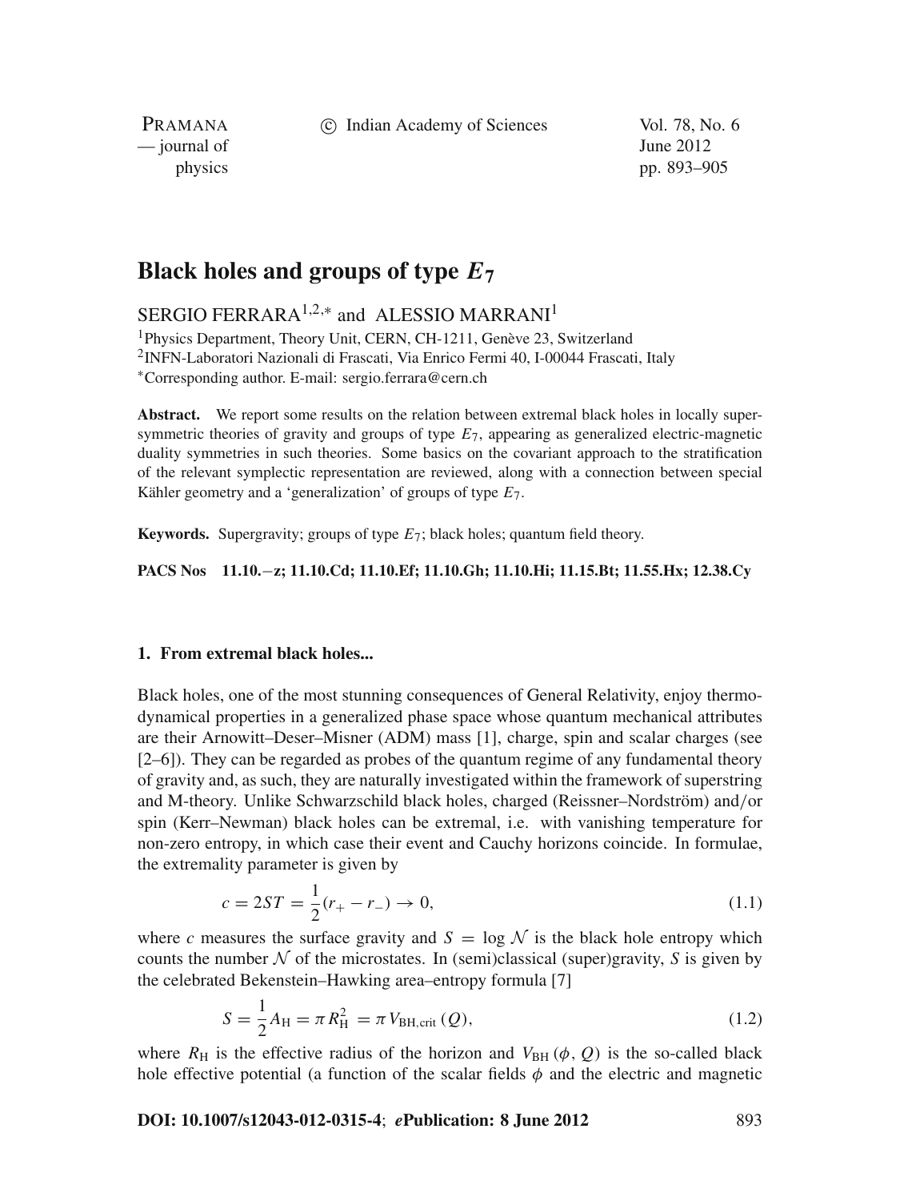# Black holes and groups of type $E_7$

SERGIO FERRARA[1,2,*] and ALESSIO MARRANI[1]

[1]Physics Department, Theory Unit, CERN, CH-1211, Genève 23, Switzerland
[2]INFN-Laboratori Nazionali di Frascati, Via Enrico Fermi 40, I-00044 Frascati, Italy
[*]Corresponding author. E-mail: sergio.ferrara@cern.ch

**Abstract.** We report some results on the relation between extremal black holes in locally supersymmetric theories of gravity and groups of type $E_7$, appearing as generalized electric-magnetic duality symmetries in such theories. Some basics on the covariant approach to the stratification of the relevant symplectic representation are reviewed, along with a connection between special Kähler geometry and a 'generalization' of groups of type $E_7$.

**Keywords.** Supergravity; groups of type $E_7$; black holes; quantum field theory.

**PACS Nos** 11.10.−z; 11.10.Cd; 11.10.Ef; 11.10.Gh; 11.10.Hi; 11.15.Bt; 11.55.Hx; 12.38.Cy

## 1. From extremal black holes...

Black holes, one of the most stunning consequences of General Relativity, enjoy thermodynamical properties in a generalized phase space whose quantum mechanical attributes are their Arnowitt–Deser–Misner (ADM) mass [1], charge, spin and scalar charges (see [2–6]). They can be regarded as probes of the quantum regime of any fundamental theory of gravity and, as such, they are naturally investigated within the framework of superstring and M-theory. Unlike Schwarzschild black holes, charged (Reissner–Nordström) and/or spin (Kerr–Newman) black holes can be extremal, i.e. with vanishing temperature for non-zero entropy, in which case their event and Cauchy horizons coincide. In formulae, the extremality parameter is given by

$$c = 2ST = \frac{1}{2}(r_+ - r_-) \to 0, \tag{1.1}$$

where $c$ measures the surface gravity and $S = \log \mathcal{N}$ is the black hole entropy which counts the number $\mathcal{N}$ of the microstates. In (semi)classical (super)gravity, $S$ is given by the celebrated Bekenstein–Hawking area–entropy formula [7]

$$S = \frac{1}{2}A_{\mathrm{H}} = \pi R_{\mathrm{H}}^2 = \pi V_{\mathrm{BH,crit}}(Q), \tag{1.2}$$

where $R_{\mathrm{H}}$ is the effective radius of the horizon and $V_{\mathrm{BH}}(\phi, Q)$ is the so-called black hole effective potential (a function of the scalar fields $\phi$ and the electric and magnetic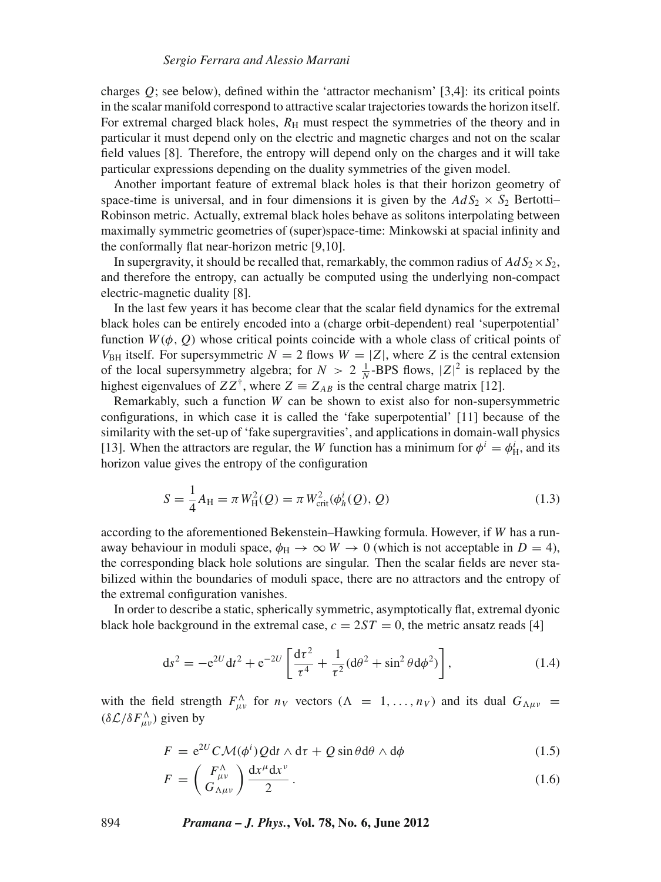charges $Q$; see below), defined within the 'attractor mechanism' [3,4]: its critical points in the scalar manifold correspond to attractive scalar trajectories towards the horizon itself. For extremal charged black holes, $R_{\rm H}$ must respect the symmetries of the theory and in particular it must depend only on the electric and magnetic charges and not on the scalar field values [8]. Therefore, the entropy will depend only on the charges and it will take particular expressions depending on the duality symmetries of the given model.

Another important feature of extremal black holes is that their horizon geometry of space-time is universal, and in four dimensions it is given by the $AdS_2 \times S_2$ Bertotti–Robinson metric. Actually, extremal black holes behave as solitons interpolating between maximally symmetric geometries of (super)space-time: Minkowski at spacial infinity and the conformally flat near-horizon metric [9,10].

In supergravity, it should be recalled that, remarkably, the common radius of $AdS_2 \times S_2$, and therefore the entropy, can actually be computed using the underlying non-compact electric-magnetic duality [8].

In the last few years it has become clear that the scalar field dynamics for the extremal black holes can be entirely encoded into a (charge orbit-dependent) real 'superpotential' function $W(\phi, Q)$ whose critical points coincide with a whole class of critical points of $V_{\rm BH}$ itself. For supersymmetric $N = 2$ flows $W = |Z|$, where $Z$ is the central extension of the local supersymmetry algebra; for $N > 2$ $\frac{1}{N}$-BPS flows, $|Z|^2$ is replaced by the highest eigenvalues of $ZZ^{\dagger}$, where $Z \equiv Z_{AB}$ is the central charge matrix [12].

Remarkably, such a function $W$ can be shown to exist also for non-supersymmetric configurations, in which case it is called the 'fake superpotential' [11] because of the similarity with the set-up of 'fake supergravities', and applications in domain-wall physics [13]. When the attractors are regular, the $W$ function has a minimum for $\phi^i = \phi^i_{\rm H}$, and its horizon value gives the entropy of the configuration

$$S = \frac{1}{4} A_{\rm H} = \pi W_{\rm H}^2(Q) = \pi W_{\rm crit}^2(\phi_h^i(Q), Q) \tag{1.3}$$

according to the aforementioned Bekenstein–Hawking formula. However, if $W$ has a run-away behaviour in moduli space, $\phi_{\rm H} \to \infty$ $W \to 0$ (which is not acceptable in $D = 4$), the corresponding black hole solutions are singular. Then the scalar fields are never stabilized within the boundaries of moduli space, there are no attractors and the entropy of the extremal configuration vanishes.

In order to describe a static, spherically symmetric, asymptotically flat, extremal dyonic black hole background in the extremal case, $c = 2ST = 0$, the metric ansatz reads [4]

$$\mathrm{d}s^2 = -\mathrm{e}^{2U}\mathrm{d}t^2 + \mathrm{e}^{-2U}\left[\frac{\mathrm{d}\tau^2}{\tau^4} + \frac{1}{\tau^2}(\mathrm{d}\theta^2 + \sin^2\theta \mathrm{d}\phi^2)\right], \tag{1.4}$$

with the field strength $F^{\Lambda}_{\mu\nu}$ for $n_V$ vectors ($\Lambda = 1, \ldots, n_V$) and its dual $G_{\Lambda\mu\nu} = (\delta\mathcal{L}/\delta F^{\Lambda}_{\mu\nu})$ given by

$$F = \mathrm{e}^{2U} C\mathcal{M}(\phi^i) Q \mathrm{d}t \wedge \mathrm{d}\tau + Q \sin\theta \mathrm{d}\theta \wedge \mathrm{d}\phi \tag{1.5}$$

$$F = \begin{pmatrix} F^{\Lambda}_{\mu\nu} \\ G_{\Lambda\mu\nu} \end{pmatrix} \frac{\mathrm{d}x^{\mu}\mathrm{d}x^{\nu}}{2}. \tag{1.6}$$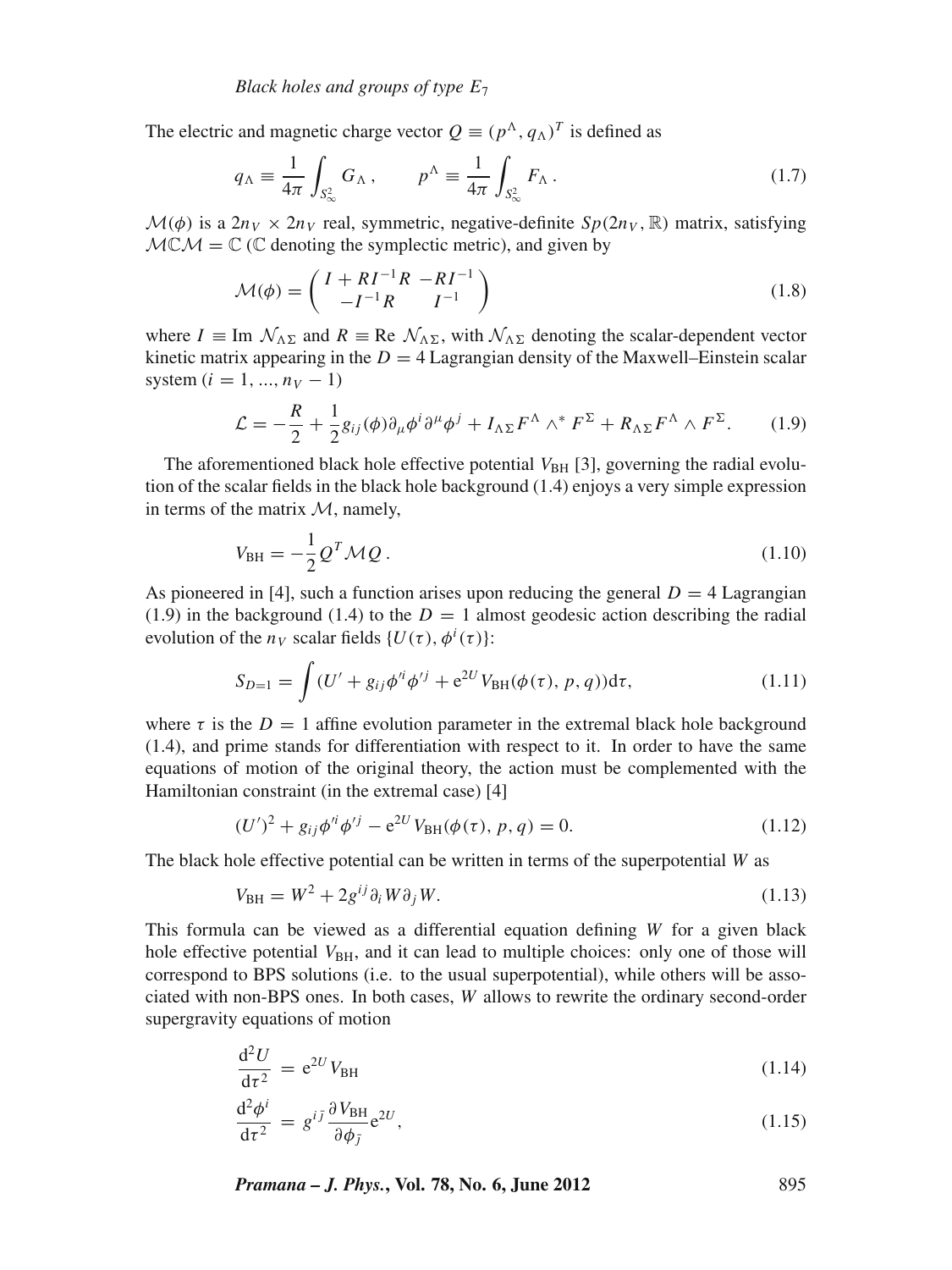The electric and magnetic charge vector $Q \equiv (p^\Lambda, q_\Lambda)^T$ is defined as

$$q_\Lambda \equiv \frac{1}{4\pi} \int_{S^2_\infty} G_\Lambda , \qquad p^\Lambda \equiv \frac{1}{4\pi} \int_{S^2_\infty} F_\Lambda . \tag{1.7}$$

$\mathcal{M}(\phi)$ is a $2n_V \times 2n_V$ real, symmetric, negative-definite $Sp(2n_V, \mathbb{R})$ matrix, satisfying $\mathcal{M}\mathbb{C}\mathcal{M} = \mathbb{C}$ ($\mathbb{C}$ denoting the symplectic metric), and given by

$$\mathcal{M}(\phi) = \begin{pmatrix} I + RI^{-1}R & -RI^{-1} \\ -I^{-1}R & I^{-1} \end{pmatrix} \tag{1.8}$$

where $I \equiv \text{Im } \mathcal{N}_{\Lambda\Sigma}$ and $R \equiv \text{Re } \mathcal{N}_{\Lambda\Sigma}$, with $\mathcal{N}_{\Lambda\Sigma}$ denoting the scalar-dependent vector kinetic matrix appearing in the $D = 4$ Lagrangian density of the Maxwell–Einstein scalar system ($i = 1, ..., n_V - 1$)

$$\mathcal{L} = -\frac{R}{2} + \frac{1}{2} g_{ij}(\phi) \partial_\mu \phi^i \partial^\mu \phi^j + I_{\Lambda\Sigma} F^\Lambda \wedge^* F^\Sigma + R_{\Lambda\Sigma} F^\Lambda \wedge F^\Sigma . \tag{1.9}$$

The aforementioned black hole effective potential $V_{\text{BH}}$ [3], governing the radial evolution of the scalar fields in the black hole background (1.4) enjoys a very simple expression in terms of the matrix $\mathcal{M}$, namely,

$$V_{\text{BH}} = -\frac{1}{2} Q^T \mathcal{M} Q . \tag{1.10}$$

As pioneered in [4], such a function arises upon reducing the general $D = 4$ Lagrangian (1.9) in the background (1.4) to the $D = 1$ almost geodesic action describing the radial evolution of the $n_V$ scalar fields $\{U(\tau), \phi^i(\tau)\}$:

$$S_{D=1} = \int (U' + g_{ij} \phi'^i \phi'^j + \mathrm{e}^{2U} V_{\text{BH}}(\phi(\tau), p, q)) \mathrm{d}\tau, \tag{1.11}$$

where $\tau$ is the $D = 1$ affine evolution parameter in the extremal black hole background (1.4), and prime stands for differentiation with respect to it. In order to have the same equations of motion of the original theory, the action must be complemented with the Hamiltonian constraint (in the extremal case) [4]

$$(U')^2 + g_{ij} \phi'^i \phi'^j - \mathrm{e}^{2U} V_{\text{BH}}(\phi(\tau), p, q) = 0. \tag{1.12}$$

The black hole effective potential can be written in terms of the superpotential $W$ as

$$V_{\text{BH}} = W^2 + 2g^{ij} \partial_i W \partial_j W. \tag{1.13}$$

This formula can be viewed as a differential equation defining $W$ for a given black hole effective potential $V_{\text{BH}}$, and it can lead to multiple choices: only one of those will correspond to BPS solutions (i.e. to the usual superpotential), while others will be associated with non-BPS ones. In both cases, $W$ allows to rewrite the ordinary second-order supergravity equations of motion

$$\frac{\mathrm{d}^2 U}{\mathrm{d}\tau^2} = \mathrm{e}^{2U} V_{\text{BH}} \tag{1.14}$$

$$\frac{\mathrm{d}^2 \phi^i}{\mathrm{d}\tau^2} = g^{i\bar{j}} \frac{\partial V_{\text{BH}}}{\partial \phi_{\bar{j}}} \mathrm{e}^{2U}, \tag{1.15}$$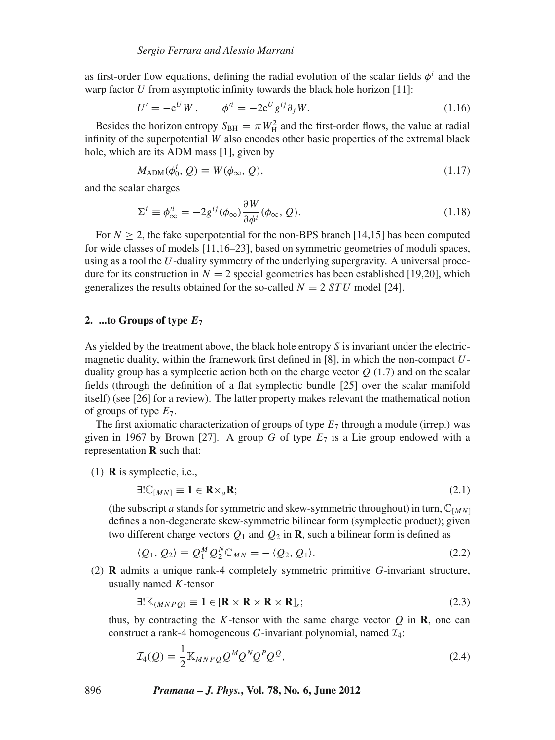as first-order flow equations, defining the radial evolution of the scalar fields $\phi^i$ and the warp factor $U$ from asymptotic infinity towards the black hole horizon [11]:

$$U' = -\mathrm{e}^U W\,, \qquad \phi'^i = -2\mathrm{e}^U g^{ij}\partial_j W. \tag{1.16}$$

Besides the horizon entropy $S_{\mathrm{BH}} = \pi W_{\mathrm{H}}^2$ and the first-order flows, the value at radial infinity of the superpotential $W$ also encodes other basic properties of the extremal black hole, which are its ADM mass [1], given by

$$M_{\mathrm{ADM}}(\phi_0^i, Q) \equiv W(\phi_\infty, Q), \tag{1.17}$$

and the scalar charges

$$\Sigma^i \equiv \phi'^i_\infty = -2g^{ij}(\phi_\infty)\frac{\partial W}{\partial \phi^i}(\phi_\infty, Q). \tag{1.18}$$

For $N \geq 2$, the fake superpotential for the non-BPS branch [14,15] has been computed for wide classes of models [11,16–23], based on symmetric geometries of moduli spaces, using as a tool the $U$-duality symmetry of the underlying supergravity. A universal procedure for its construction in $N = 2$ special geometries has been established [19,20], which generalizes the results obtained for the so-called $N = 2$ $STU$ model [24].

## 2. ...to Groups of type $E_7$

As yielded by the treatment above, the black hole entropy $S$ is invariant under the electric-magnetic duality, within the framework first defined in [8], in which the non-compact $U$-duality group has a symplectic action both on the charge vector $Q$ (1.7) and on the scalar fields (through the definition of a flat symplectic bundle [25] over the scalar manifold itself) (see [26] for a review). The latter property makes relevant the mathematical notion of groups of type $E_7$.

The first axiomatic characterization of groups of type $E_7$ through a module (irrep.) was given in 1967 by Brown [27]. A group $G$ of type $E_7$ is a Lie group endowed with a representation $\mathbf{R}$ such that:

(1) $\mathbf{R}$ is symplectic, i.e.,

$$\exists!\mathbb{C}_{[MN]} \equiv \mathbf{1} \in \mathbf{R}\times_a \mathbf{R}; \tag{2.1}$$

(the subscript $a$ stands for symmetric and skew-symmetric throughout) in turn, $\mathbb{C}_{[MN]}$ defines a non-degenerate skew-symmetric bilinear form (symplectic product); given two different charge vectors $Q_1$ and $Q_2$ in $\mathbf{R}$, such a bilinear form is defined as

$$\langle Q_1, Q_2\rangle \equiv Q_1^M Q_2^N \mathbb{C}_{MN} = -\langle Q_2, Q_1\rangle. \tag{2.2}$$

(2) $\mathbf{R}$ admits a unique rank-4 completely symmetric primitive $G$-invariant structure, usually named $K$-tensor

$$\exists!\mathbb{K}_{(MNPQ)} \equiv \mathbf{1} \in [\mathbf{R}\times\mathbf{R}\times\mathbf{R}\times\mathbf{R}]_s; \tag{2.3}$$

thus, by contracting the $K$-tensor with the same charge vector $Q$ in $\mathbf{R}$, one can construct a rank-4 homogeneous $G$-invariant polynomial, named $\mathcal{I}_4$:

$$\mathcal{I}_4(Q) \equiv \frac{1}{2}\mathbb{K}_{MNPQ}Q^M Q^N Q^P Q^Q, \tag{2.4}$$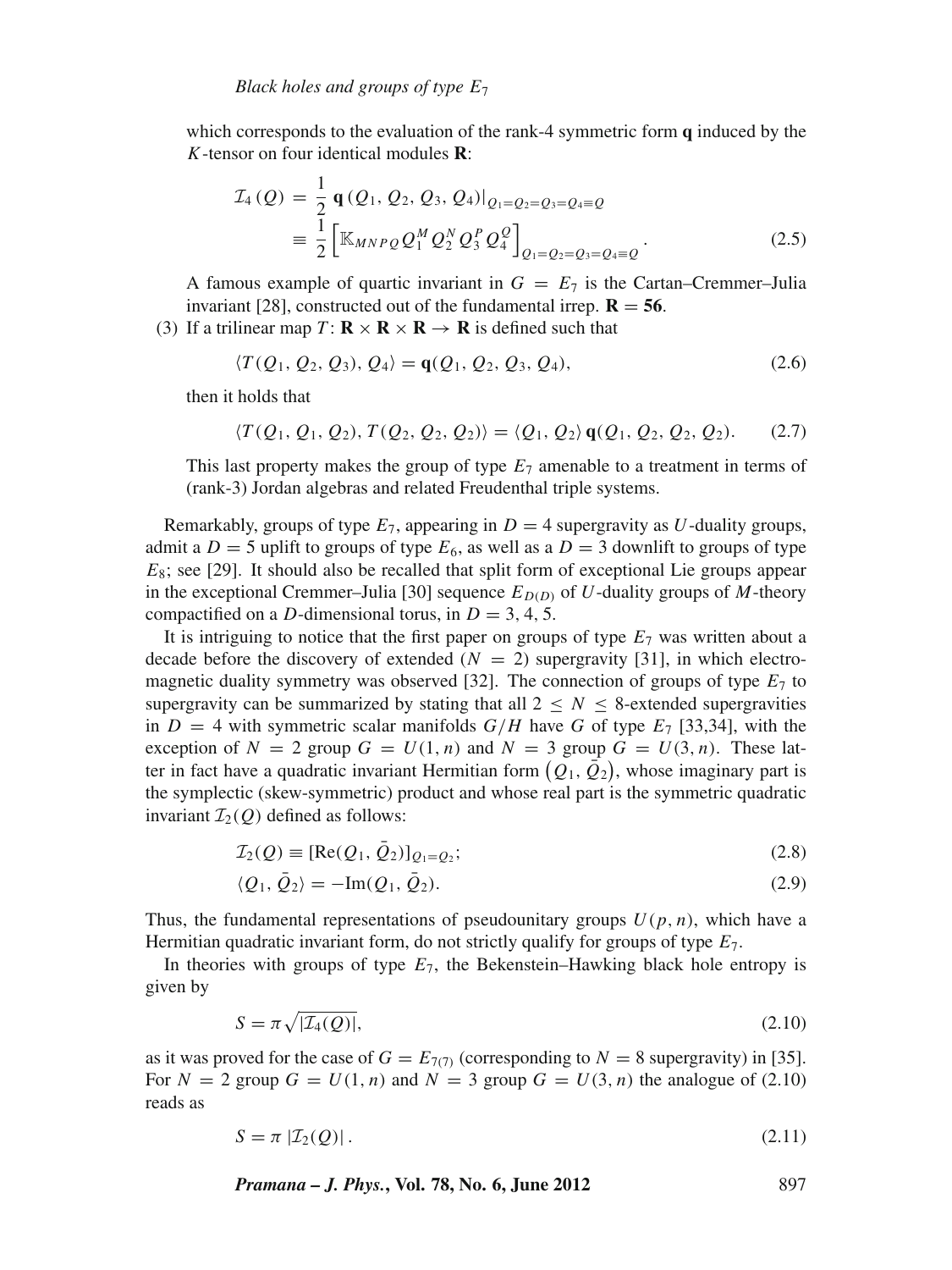which corresponds to the evaluation of the rank-4 symmetric form $\mathbf{q}$ induced by the $K$-tensor on four identical modules $\mathbf{R}$:

$$\begin{aligned}\mathcal{I}_4(Q) &= \frac{1}{2}\,\mathbf{q}\left(Q_1, Q_2, Q_3, Q_4\right)\big|_{Q_1=Q_2=Q_3=Q_4\equiv Q} \\ &\equiv \frac{1}{2}\left[\mathbb{K}_{MNPQ}Q_1^M Q_2^N Q_3^P Q_4^Q\right]_{Q_1=Q_2=Q_3=Q_4\equiv Q}. \end{aligned} \tag{2.5}$$

A famous example of quartic invariant in $G = E_7$ is the Cartan–Cremmer–Julia invariant [28], constructed out of the fundamental irrep. $\mathbf{R} = \mathbf{56}$.

(3) If a trilinear map $T\colon \mathbf{R}\times\mathbf{R}\times\mathbf{R}\to\mathbf{R}$ is defined such that

$$\langle T(Q_1, Q_2, Q_3), Q_4\rangle = \mathbf{q}(Q_1, Q_2, Q_3, Q_4), \tag{2.6}$$

then it holds that

$$\langle T(Q_1, Q_1, Q_2), T(Q_2, Q_2, Q_2)\rangle = \langle Q_1, Q_2\rangle\,\mathbf{q}(Q_1, Q_2, Q_2, Q_2). \tag{2.7}$$

This last property makes the group of type $E_7$ amenable to a treatment in terms of (rank-3) Jordan algebras and related Freudenthal triple systems.

Remarkably, groups of type $E_7$, appearing in $D = 4$ supergravity as $U$-duality groups, admit a $D = 5$ uplift to groups of type $E_6$, as well as a $D = 3$ downlift to groups of type $E_8$; see [29]. It should also be recalled that split form of exceptional Lie groups appear in the exceptional Cremmer–Julia [30] sequence $E_{D(D)}$ of $U$-duality groups of $M$-theory compactified on a $D$-dimensional torus, in $D = 3, 4, 5$.

It is intriguing to notice that the first paper on groups of type $E_7$ was written about a decade before the discovery of extended ($N = 2$) supergravity [31], in which electromagnetic duality symmetry was observed [32]. The connection of groups of type $E_7$ to supergravity can be summarized by stating that all $2 \leq N \leq 8$-extended supergravities in $D = 4$ with symmetric scalar manifolds $G/H$ have $G$ of type $E_7$ [33,34], with the exception of $N = 2$ group $G = U(1, n)$ and $N = 3$ group $G = U(3, n)$. These latter in fact have a quadratic invariant Hermitian form $\left(Q_1, \bar{Q}_2\right)$, whose imaginary part is the symplectic (skew-symmetric) product and whose real part is the symmetric quadratic invariant $\mathcal{I}_2(Q)$ defined as follows:

$$\mathcal{I}_2(Q) \equiv [\mathrm{Re}(Q_1, \bar{Q}_2)]_{Q_1=Q_2}; \tag{2.8}$$

$$\langle Q_1, \bar{Q}_2\rangle = -\mathrm{Im}(Q_1, \bar{Q}_2). \tag{2.9}$$

Thus, the fundamental representations of pseudounitary groups $U(p, n)$, which have a Hermitian quadratic invariant form, do not strictly qualify for groups of type $E_7$.

In theories with groups of type $E_7$, the Bekenstein–Hawking black hole entropy is given by

$$S = \pi\sqrt{|\mathcal{I}_4(Q)|}, \tag{2.10}$$

as it was proved for the case of $G = E_{7(7)}$ (corresponding to $N = 8$ supergravity) in [35]. For $N = 2$ group $G = U(1, n)$ and $N = 3$ group $G = U(3, n)$ the analogue of (2.10) reads as

$$S = \pi\,|\mathcal{I}_2(Q)|\,. \tag{2.11}$$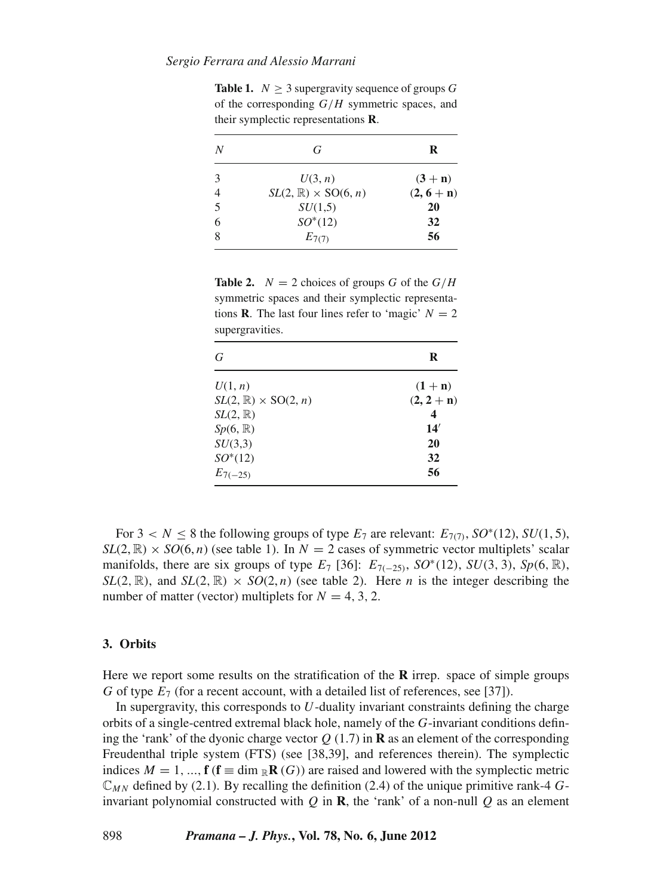**Table 1.** $N \geq 3$ supergravity sequence of groups $G$ of the corresponding $G/H$ symmetric spaces, and their symplectic representations **R**.

| $N$ | $G$ | **R** |
|---|---|---|
| 3 | $U(3, n)$ | $(\mathbf{3} + \mathbf{n})$ |
| 4 | $SL(2, \mathbb{R}) \times \mathrm{SO}(6, n)$ | $(\mathbf{2}, \mathbf{6} + \mathbf{n})$ |
| 5 | $SU(1,5)$ | **20** |
| 6 | $SO^*(12)$ | **32** |
| 8 | $E_{7(7)}$ | **56** |

**Table 2.** $N = 2$ choices of groups $G$ of the $G/H$ symmetric spaces and their symplectic representations **R**. The last four lines refer to 'magic' $N = 2$ supergravities.

| $G$ | **R** |
|---|---|
| $U(1, n)$ | $(\mathbf{1} + \mathbf{n})$ |
| $SL(2, \mathbb{R}) \times \mathrm{SO}(2, n)$ | $(\mathbf{2}, \mathbf{2} + \mathbf{n})$ |
| $SL(2, \mathbb{R})$ | **4** |
| $Sp(6, \mathbb{R})$ | $\mathbf{14}'$ |
| $SU(3,3)$ | **20** |
| $SO^*(12)$ | **32** |
| $E_{7(-25)}$ | **56** |

For $3 < N \leq 8$ the following groups of type $E_7$ are relevant: $E_{7(7)}$, $SO^*(12)$, $SU(1,5)$, $SL(2, \mathbb{R}) \times SO(6, n)$ (see table 1). In $N = 2$ cases of symmetric vector multiplets' scalar manifolds, there are six groups of type $E_7$ [36]: $E_{7(-25)}$, $SO^*(12)$, $SU(3,3)$, $Sp(6, \mathbb{R})$, $SL(2, \mathbb{R})$, and $SL(2, \mathbb{R}) \times SO(2, n)$ (see table 2). Here $n$ is the integer describing the number of matter (vector) multiplets for $N = 4, 3, 2$.

### 3. Orbits

Here we report some results on the stratification of the **R** irrep. space of simple groups $G$ of type $E_7$ (for a recent account, with a detailed list of references, see [37]).

In supergravity, this corresponds to $U$-duality invariant constraints defining the charge orbits of a single-centred extremal black hole, namely of the $G$-invariant conditions defining the 'rank' of the dyonic charge vector $Q$ (1.7) in **R** as an element of the corresponding Freudenthal triple system (FTS) (see [38,39], and references therein). The symplectic indices $M = 1, \ldots, \mathbf{f}$ ($\mathbf{f} \equiv \dim_{\mathbb{R}} \mathbf{R}(G)$) are raised and lowered with the symplectic metric $\mathbb{C}_{MN}$ defined by (2.1). By recalling the definition (2.4) of the unique primitive rank-4 $G$-invariant polynomial constructed with $Q$ in **R**, the 'rank' of a non-null $Q$ as an element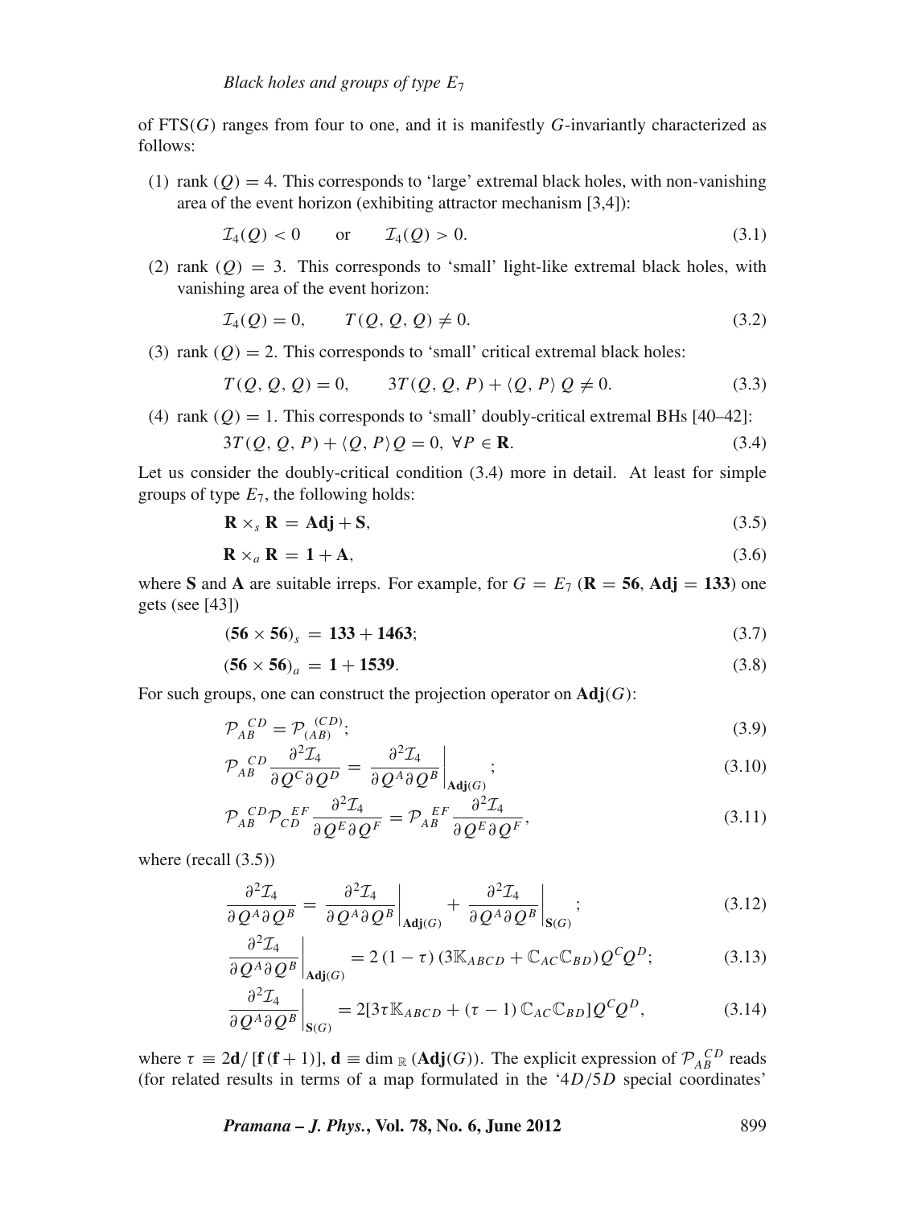of FTS($G$) ranges from four to one, and it is manifestly $G$-invariantly characterized as follows:

(1) rank $(Q) = 4$. This corresponds to 'large' extremal black holes, with non-vanishing area of the event horizon (exhibiting attractor mechanism [3,4]):

$$\mathcal{I}_4(Q) < 0 \qquad \text{or} \qquad \mathcal{I}_4(Q) > 0. \tag{3.1}$$

(2) rank $(Q) = 3$. This corresponds to 'small' light-like extremal black holes, with vanishing area of the event horizon:

$$\mathcal{I}_4(Q) = 0, \qquad T(Q, Q, Q) \neq 0. \tag{3.2}$$

(3) rank $(Q) = 2$. This corresponds to 'small' critical extremal black holes:

$$T(Q, Q, Q) = 0, \qquad 3T(Q, Q, P) + \langle Q, P \rangle Q \neq 0. \tag{3.3}$$

(4) rank $(Q) = 1$. This corresponds to 'small' doubly-critical extremal BHs [40–42]:

$$3T(Q, Q, P) + \langle Q, P \rangle Q = 0, \ \forall P \in \mathbf{R}. \tag{3.4}$$

Let us consider the doubly-critical condition (3.4) more in detail. At least for simple groups of type $E_7$, the following holds:

$$\mathbf{R} \times_s \mathbf{R} = \mathbf{Adj} + \mathbf{S}, \tag{3.5}$$

$$\mathbf{R} \times_a \mathbf{R} = \mathbf{1} + \mathbf{A}, \tag{3.6}$$

where $\mathbf{S}$ and $\mathbf{A}$ are suitable irreps. For example, for $G = E_7$ ($\mathbf{R} = \mathbf{56}$, $\mathbf{Adj} = \mathbf{133}$) one gets (see [43])

$$(\mathbf{56} \times \mathbf{56})_s = \mathbf{133} + \mathbf{1463}; \tag{3.7}$$

$$(\mathbf{56} \times \mathbf{56})_a = \mathbf{1} + \mathbf{1539}. \tag{3.8}$$

For such groups, one can construct the projection operator on $\mathbf{Adj}(G)$:

$$\mathcal{P}_{AB}^{\ \ CD} = \mathcal{P}_{(AB)}^{\ \ (CD)}; \tag{3.9}$$

$$\mathcal{P}_{AB}^{\ \ CD} \frac{\partial^2 \mathcal{I}_4}{\partial Q^C \partial Q^D} = \left. \frac{\partial^2 \mathcal{I}_4}{\partial Q^A \partial Q^B} \right|_{\mathbf{Adj}(G)}; \tag{3.10}$$

$$\mathcal{P}_{AB}^{\ \ CD} \mathcal{P}_{CD}^{\ \ EF} \frac{\partial^2 \mathcal{I}_4}{\partial Q^E \partial Q^F} = \mathcal{P}_{AB}^{\ \ EF} \frac{\partial^2 \mathcal{I}_4}{\partial Q^E \partial Q^F}, \tag{3.11}$$

where (recall (3.5))

$$\frac{\partial^2 \mathcal{I}_4}{\partial Q^A \partial Q^B} = \left. \frac{\partial^2 \mathcal{I}_4}{\partial Q^A \partial Q^B} \right|_{\mathbf{Adj}(G)} + \left. \frac{\partial^2 \mathcal{I}_4}{\partial Q^A \partial Q^B} \right|_{\mathbf{S}(G)}; \tag{3.12}$$

$$\left. \frac{\partial^2 \mathcal{I}_4}{\partial Q^A \partial Q^B} \right|_{\mathbf{Adj}(G)} = 2\,(1 - \tau)\,(3\mathbb{K}_{ABCD} + \mathbb{C}_{AC}\mathbb{C}_{BD}) Q^C Q^D; \tag{3.13}$$

$$\left. \frac{\partial^2 \mathcal{I}_4}{\partial Q^A \partial Q^B} \right|_{\mathbf{S}(G)} = 2[3\tau \mathbb{K}_{ABCD} + (\tau - 1)\,\mathbb{C}_{AC}\mathbb{C}_{BD}] Q^C Q^D, \tag{3.14}$$

where $\tau \equiv 2\mathbf{d}/[\mathbf{f}(\mathbf{f}+1)]$, $\mathbf{d} \equiv \dim_{\mathbb{R}}(\mathbf{Adj}(G))$. The explicit expression of $\mathcal{P}_{AB}^{\ \ CD}$ reads (for related results in terms of a map formulated in the '$4D/5D$ special coordinates'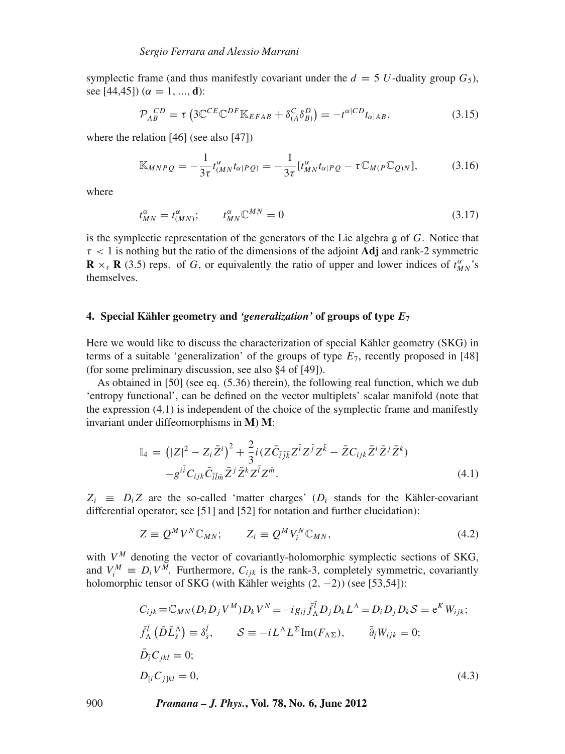symplectic frame (and thus manifestly covariant under the $d = 5$ $U$-duality group $G_5$), see [44,45]) ($\alpha = 1, ..., \mathbf{d}$):

$$\mathcal{P}_{AB}^{\ \ CD} = \tau \left( 3\mathbb{C}^{CE}\mathbb{C}^{DF}\mathbb{K}_{EFAB} + \delta^{C}_{(A}\delta^{D}_{B)} \right) = -t^{\alpha|CD}t_{\alpha|AB}, \tag{3.15}$$

where the relation [46] (see also [47])

$$\mathbb{K}_{MNPQ} = -\frac{1}{3\tau} t^{\alpha}_{(MN}t_{\alpha|PQ)} = -\frac{1}{3\tau}[t^{\alpha}_{MN}t_{\alpha|PQ} - \tau\mathbb{C}_{M(P}\mathbb{C}_{Q)N}], \tag{3.16}$$

where

$$t^{\alpha}_{MN} = t^{\alpha}_{(MN)}; \qquad t^{\alpha}_{MN}\mathbb{C}^{MN} = 0 \tag{3.17}$$

is the symplectic representation of the generators of the Lie algebra $\mathfrak{g}$ of $G$. Notice that $\tau < 1$ is nothing but the ratio of the dimensions of the adjoint $\mathbf{Adj}$ and rank-2 symmetric $\mathbf{R} \times_s \mathbf{R}$ (3.5) reps. of $G$, or equivalently the ratio of upper and lower indices of $t^{\alpha}_{MN}$'s themselves.

## 4. Special Kähler geometry and *'generalization'* of groups of type $E_7$

Here we would like to discuss the characterization of special Kähler geometry (SKG) in terms of a suitable 'generalization' of the groups of type $E_7$, recently proposed in [48] (for some preliminary discussion, see also §4 of [49]).

As obtained in [50] (see eq. (5.36) therein), the following real function, which we dub 'entropy functional', can be defined on the vector multiplets' scalar manifold (note that the expression (4.1) is independent of the choice of the symplectic frame and manifestly invariant under diffeomorphisms in $\mathbf{M}$) $\mathbf{M}$:

$$\begin{aligned}\mathbb{I}_4 = {} & \left(|Z|^2 - Z_i\bar{Z}^i\right)^2 + \frac{2}{3}i(Z\bar{C}_{\bar{i}\bar{j}\bar{k}}Z^{\bar{i}}Z^{\bar{j}}Z^{\bar{k}} - \bar{Z}C_{ijk}\bar{Z}^i\bar{Z}^j\bar{Z}^k) \\ & -g^{i\bar{i}}C_{ijk}\bar{C}_{\bar{i}\bar{l}\bar{m}}\bar{Z}^j\bar{Z}^k Z^{\bar{l}}Z^{\bar{m}}.\end{aligned} \tag{4.1}$$

$Z_i \equiv D_i Z$ are the so-called 'matter charges' ($D_i$ stands for the Kähler-covariant differential operator; see [51] and [52] for notation and further elucidation):

$$Z \equiv Q^M V^N \mathbb{C}_{MN}; \qquad Z_i \equiv Q^M V_i^N \mathbb{C}_{MN}, \tag{4.2}$$

with $V^M$ denoting the vector of covariantly-holomorphic symplectic sections of SKG, and $V_i^M \equiv D_i V^M$. Furthermore, $C_{ijk}$ is the rank-3, completely symmetric, covariantly holomorphic tensor of SKG (with Kähler weights $(2, -2)$) (see [53,54]):

$$\begin{aligned}& C_{ijk} \equiv \mathbb{C}_{MN}(D_i D_j V^M)D_k V^N = -ig_{i\bar{l}}\bar{f}^{\bar{l}}_{\Lambda}D_j D_k L^{\Lambda} = D_i D_j D_k \mathcal{S} = \mathrm{e}^K W_{ijk}; \\ & \bar{f}^{\bar{l}}_{\Lambda}\left(\bar{D}\bar{L}^{\Lambda}_{\bar{s}}\right) \equiv \delta^{\bar{l}}_{\bar{s}}, \qquad \mathcal{S} \equiv -iL^{\Lambda}L^{\Sigma}\mathrm{Im}(F_{\Lambda\Sigma}), \qquad \bar{\partial}_{\bar{l}}W_{ijk} = 0; \\ & \bar{D}_{\bar{i}}C_{jkl} = 0; \\ & D_{[i}C_{j]kl} = 0,\end{aligned} \tag{4.3}$$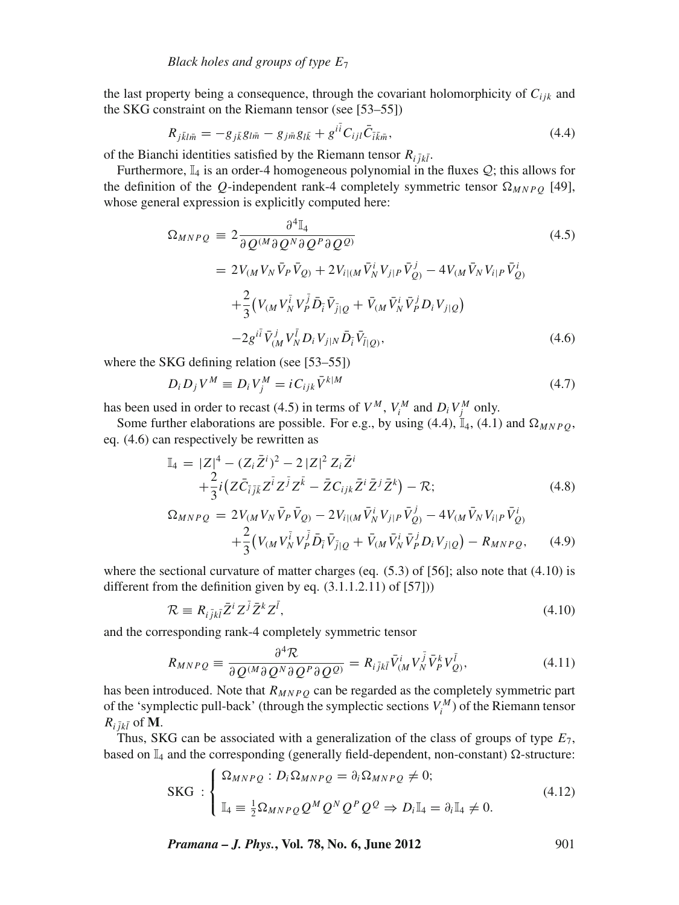the last property being a consequence, through the covariant holomorphicity of $C_{ijk}$ and the SKG constraint on the Riemann tensor (see [53–55])

$$R_{j\bar{k}l\bar{m}} = -g_{j\bar{k}}g_{l\bar{m}} - g_{j\bar{m}}g_{l\bar{k}} + g^{i\bar{i}}C_{ijl}\bar{C}_{\bar{i}\bar{k}\bar{m}}, \tag{4.4}$$

of the Bianchi identities satisfied by the Riemann tensor $R_{i\bar{j}k\bar{l}}$.

Furthermore, $\mathbb{I}_4$ is an order-4 homogeneous polynomial in the fluxes $\mathcal{Q}$; this allows for the definition of the $Q$-independent rank-4 completely symmetric tensor $\Omega_{MNPQ}$ [49], whose general expression is explicitly computed here:

$$\begin{aligned}
\Omega_{MNPQ} &\equiv 2\frac{\partial^4 \mathbb{I}_4}{\partial Q^{(M}\partial Q^N \partial Q^P \partial Q^{Q)}} && (4.5)\\
&= 2V_{(M}V_N\bar{V}_P\bar{V}_{Q)} + 2V_{i|(M}\bar{V}^i_N V_{j|P}\bar{V}^j_{Q)} - 4V_{(M}\bar{V}_N V_{i|P}\bar{V}^i_{Q)} \\
&\quad + \frac{2}{3}\left(V_{(M}V^{\bar{i}}_N V^{\bar{j}}_P \bar{D}_{\bar{i}}\bar{V}_{\bar{j}|Q} + \bar{V}_{(M}\bar{V}^i_N\bar{V}^j_P D_i V_{j|Q}\right) \\
&\quad - 2g^{i\bar{i}}\bar{V}^j_{(M}V^{\bar{l}}_N D_i V_{j|N}\bar{D}_{\bar{i}}\bar{V}_{\bar{l}|Q)}, && (4.6)
\end{aligned}$$

where the SKG defining relation (see [53–55])

$$D_i D_j V^M \equiv D_i V^M_j = iC_{ijk}\bar{V}^{k|M} \tag{4.7}$$

has been used in order to recast (4.5) in terms of $V^M$, $V^M_i$ and $D_i V^M_j$ only.

Some further elaborations are possible. For e.g., by using (4.4), $\mathbb{I}_4$, (4.1) and $\Omega_{MNPQ}$, eq. (4.6) can respectively be rewritten as

$$\begin{aligned}
\mathbb{I}_4 &= |Z|^4 - (Z_i\bar{Z}^i)^2 - 2|Z|^2 Z_i\bar{Z}^i \\
&\quad + \frac{2}{3}i\left(Z\bar{C}_{\bar{i}\bar{j}\bar{k}}Z^{\bar{i}}Z^{\bar{j}}Z^{\bar{k}} - \bar{Z}C_{ijk}\bar{Z}^i\bar{Z}^j\bar{Z}^k\right) - \mathcal{R}; && (4.8)\\
\Omega_{MNPQ} &= 2V_{(M}V_N\bar{V}_P\bar{V}_{Q)} - 2V_{i|(M}\bar{V}^i_N V_{j|P}\bar{V}^j_{Q)} - 4V_{(M}\bar{V}_N V_{i|P}\bar{V}^i_{Q)} \\
&\quad + \frac{2}{3}\left(V_{(M}V^{\bar{i}}_N V^{\bar{j}}_P \bar{D}_{\bar{i}}\bar{V}_{\bar{j}|Q} + \bar{V}_{(M}\bar{V}^i_N\bar{V}^j_P D_i V_{j|Q}\right) - R_{MNPQ}, && (4.9)
\end{aligned}$$

where the sectional curvature of matter charges (eq. (5.3) of [56]; also note that (4.10) is different from the definition given by eq. (3.1.1.2.11) of [57]))

$$\mathcal{R} \equiv R_{i\bar{j}k\bar{l}}\bar{Z}^i Z^{\bar{j}}\bar{Z}^k Z^{\bar{l}}, \tag{4.10}$$

and the corresponding rank-4 completely symmetric tensor

$$R_{MNPQ} \equiv \frac{\partial^4 \mathcal{R}}{\partial Q^{(M}\partial Q^N \partial Q^P \partial Q^{Q)}} = R_{i\bar{j}k\bar{l}}\bar{V}^i_{(M}V^{\bar{j}}_N\bar{V}^k_P V^{\bar{l}}_{Q)}, \tag{4.11}$$

has been introduced. Note that $R_{MNPQ}$ can be regarded as the completely symmetric part of the 'symplectic pull-back' (through the symplectic sections $V^M_i$) of the Riemann tensor $R_{i\bar{j}k\bar{l}}$ of **M**.

Thus, SKG can be associated with a generalization of the class of groups of type $E_7$, based on $\mathbb{I}_4$ and the corresponding (generally field-dependent, non-constant) $\Omega$-structure:

$$\text{SKG}\ :\ \begin{cases} \Omega_{MNPQ} : D_i\Omega_{MNPQ} = \partial_i\Omega_{MNPQ} \neq 0; \\ \\ \mathbb{I}_4 \equiv \frac{1}{2}\Omega_{MNPQ}Q^M Q^N Q^P Q^Q \Rightarrow D_i\mathbb{I}_4 = \partial_i\mathbb{I}_4 \neq 0. \end{cases} \tag{4.12}$$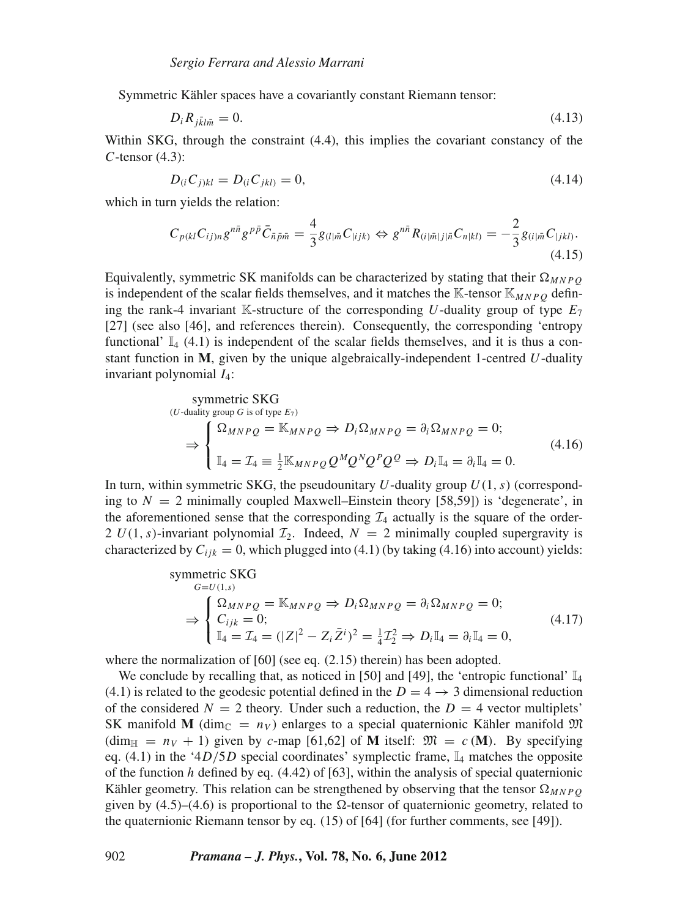Symmetric Kähler spaces have a covariantly constant Riemann tensor:

$$D_i R_{j\bar{k}l\bar{m}} = 0. \tag{4.13}$$

Within SKG, through the constraint (4.4), this implies the covariant constancy of the $C$-tensor (4.3):

$$D_{(i} C_{j)kl} = D_{(i} C_{jkl)} = 0, \tag{4.14}$$

which in turn yields the relation:

$$C_{p(kl} C_{ij)n} g^{n\bar{n}} g^{p\bar{p}} \bar{C}_{\bar{n}\bar{p}\bar{m}} = \frac{4}{3} g_{(l|\bar{m}} C_{|ijk)} \Leftrightarrow g^{n\bar{n}} R_{(i|\bar{m}|j|\bar{n}} C_{n|kl)} = -\frac{2}{3} g_{(i|\bar{m}} C_{|jkl)}. \tag{4.15}$$

Equivalently, symmetric SK manifolds can be characterized by stating that their $\Omega_{MNPQ}$ is independent of the scalar fields themselves, and it matches the $\mathbb{K}$-tensor $\mathbb{K}_{MNPQ}$ defining the rank-4 invariant $\mathbb{K}$-structure of the corresponding $U$-duality group of type $E_7$ [27] (see also [46], and references therein). Consequently, the corresponding 'entropy functional' $\mathbb{I}_4$ (4.1) is independent of the scalar fields themselves, and it is thus a constant function in $\mathbf{M}$, given by the unique algebraically-independent 1-centred $U$-duality invariant polynomial $I_4$:

$$\underset{(U\text{-duality group } G \text{ is of type } E_7)}{\text{symmetric SKG}} \Rightarrow \begin{cases} \Omega_{MNPQ} = \mathbb{K}_{MNPQ} \Rightarrow D_i \Omega_{MNPQ} = \partial_i \Omega_{MNPQ} = 0; \\ \\ \mathbb{I}_4 = \mathcal{I}_4 \equiv \frac{1}{2} \mathbb{K}_{MNPQ} Q^M Q^N Q^P Q^Q \Rightarrow D_i \mathbb{I}_4 = \partial_i \mathbb{I}_4 = 0. \end{cases} \tag{4.16}$$

In turn, within symmetric SKG, the pseudounitary $U$-duality group $U(1,s)$ (corresponding to $N = 2$ minimally coupled Maxwell–Einstein theory [58,59]) is 'degenerate', in the aforementioned sense that the corresponding $\mathcal{I}_4$ actually is the square of the order-2 $U(1,s)$-invariant polynomial $\mathcal{I}_2$. Indeed, $N = 2$ minimally coupled supergravity is characterized by $C_{ijk} = 0$, which plugged into (4.1) (by taking (4.16) into account) yields:

$$\underset{G=U(1,s)}{\text{symmetric SKG}} \Rightarrow \begin{cases} \Omega_{MNPQ} = \mathbb{K}_{MNPQ} \Rightarrow D_i \Omega_{MNPQ} = \partial_i \Omega_{MNPQ} = 0; \\ C_{ijk} = 0; \\ \mathbb{I}_4 = \mathcal{I}_4 = (|Z|^2 - Z_i \bar{Z}^i)^2 = \frac{1}{4} \mathcal{I}_2^2 \Rightarrow D_i \mathbb{I}_4 = \partial_i \mathbb{I}_4 = 0, \end{cases} \tag{4.17}$$

where the normalization of [60] (see eq. (2.15) therein) has been adopted.

We conclude by recalling that, as noticed in [50] and [49], the 'entropic functional' $\mathbb{I}_4$ (4.1) is related to the geodesic potential defined in the $D = 4 \to 3$ dimensional reduction of the considered $N = 2$ theory. Under such a reduction, the $D = 4$ vector multiplets' SK manifold $\mathbf{M}$ ($\dim_{\mathbb{C}} = n_V$) enlarges to a special quaternionic Kähler manifold $\mathfrak{M}$ ($\dim_{\mathbb{H}} = n_V + 1$) given by $c$-map [61,62] of $\mathbf{M}$ itself: $\mathfrak{M} = c(\mathbf{M})$. By specifying eq. (4.1) in the '$4D/5D$ special coordinates' symplectic frame, $\mathbb{I}_4$ matches the opposite of the function $h$ defined by eq. (4.42) of [63], within the analysis of special quaternionic Kähler geometry. This relation can be strengthened by observing that the tensor $\Omega_{MNPQ}$ given by (4.5)–(4.6) is proportional to the $\Omega$-tensor of quaternionic geometry, related to the quaternionic Riemann tensor by eq. (15) of [64] (for further comments, see [49]).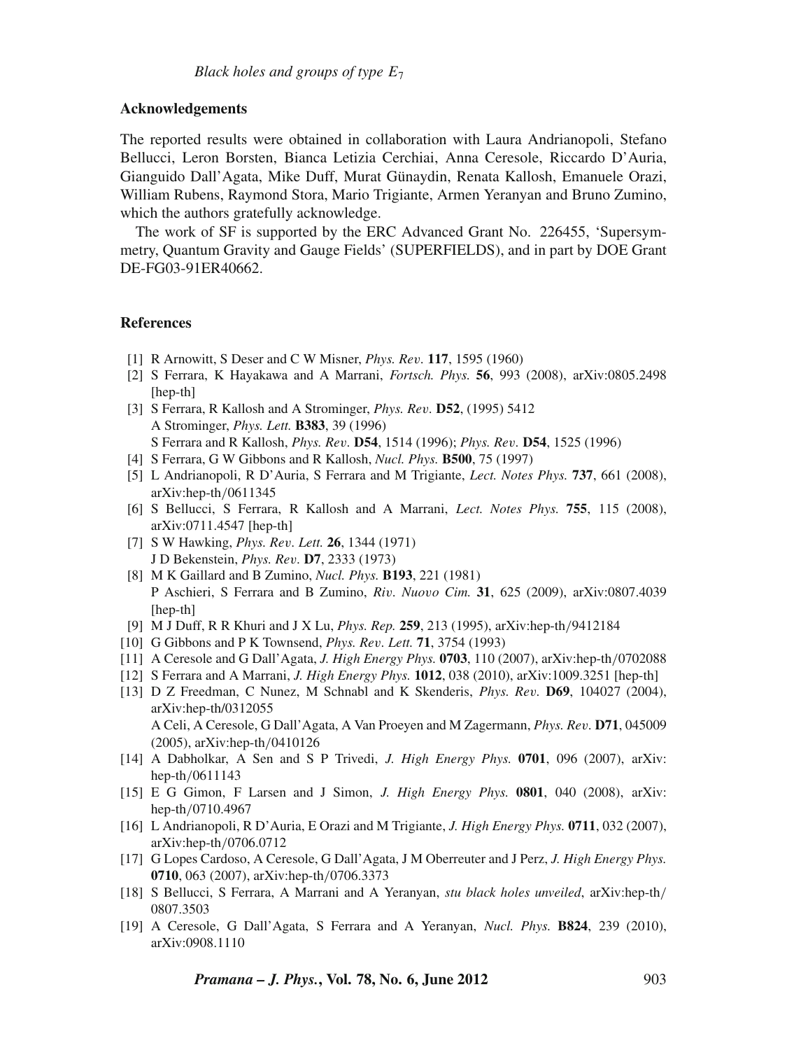## Acknowledgements

The reported results were obtained in collaboration with Laura Andrianopoli, Stefano Bellucci, Leron Borsten, Bianca Letizia Cerchiai, Anna Ceresole, Riccardo D'Auria, Gianguido Dall'Agata, Mike Duff, Murat Günaydin, Renata Kallosh, Emanuele Orazi, William Rubens, Raymond Stora, Mario Trigiante, Armen Yeranyan and Bruno Zumino, which the authors gratefully acknowledge.

The work of SF is supported by the ERC Advanced Grant No. 226455, 'Supersymmetry, Quantum Gravity and Gauge Fields' (SUPERFIELDS), and in part by DOE Grant DE-FG03-91ER40662.

## References

[1] R Arnowitt, S Deser and C W Misner, *Phys. Rev.* **117**, 1595 (1960)

[2] S Ferrara, K Hayakawa and A Marrani, *Fortsch. Phys.* **56**, 993 (2008), arXiv:0805.2498 [hep-th]

[3] S Ferrara, R Kallosh and A Strominger, *Phys. Rev.* **D52**, (1995) 5412
A Strominger, *Phys. Lett.* **B383**, 39 (1996)
S Ferrara and R Kallosh, *Phys. Rev.* **D54**, 1514 (1996); *Phys. Rev.* **D54**, 1525 (1996)

[4] S Ferrara, G W Gibbons and R Kallosh, *Nucl. Phys.* **B500**, 75 (1997)

[5] L Andrianopoli, R D'Auria, S Ferrara and M Trigiante, *Lect. Notes Phys.* **737**, 661 (2008), arXiv:hep-th/0611345

[6] S Bellucci, S Ferrara, R Kallosh and A Marrani, *Lect. Notes Phys.* **755**, 115 (2008), arXiv:0711.4547 [hep-th]

[7] S W Hawking, *Phys. Rev. Lett.* **26**, 1344 (1971)
J D Bekenstein, *Phys. Rev.* **D7**, 2333 (1973)

[8] M K Gaillard and B Zumino, *Nucl. Phys.* **B193**, 221 (1981)
P Aschieri, S Ferrara and B Zumino, *Riv. Nuovo Cim.* **31**, 625 (2009), arXiv:0807.4039 [hep-th]

[9] M J Duff, R R Khuri and J X Lu, *Phys. Rep.* **259**, 213 (1995), arXiv:hep-th/9412184

[10] G Gibbons and P K Townsend, *Phys. Rev. Lett.* **71**, 3754 (1993)

[11] A Ceresole and G Dall'Agata, *J. High Energy Phys.* **0703**, 110 (2007), arXiv:hep-th/0702088

[12] S Ferrara and A Marrani, *J. High Energy Phys.* **1012**, 038 (2010), arXiv:1009.3251 [hep-th]

[13] D Z Freedman, C Nunez, M Schnabl and K Skenderis, *Phys. Rev.* **D69**, 104027 (2004), arXiv:hep-th/0312055
A Celi, A Ceresole, G Dall'Agata, A Van Proeyen and M Zagermann, *Phys. Rev.* **D71**, 045009 (2005), arXiv:hep-th/0410126

[14] A Dabholkar, A Sen and S P Trivedi, *J. High Energy Phys.* **0701**, 096 (2007), arXiv: hep-th/0611143

[15] E G Gimon, F Larsen and J Simon, *J. High Energy Phys.* **0801**, 040 (2008), arXiv: hep-th/0710.4967

[16] L Andrianopoli, R D'Auria, E Orazi and M Trigiante, *J. High Energy Phys.* **0711**, 032 (2007), arXiv:hep-th/0706.0712

[17] G Lopes Cardoso, A Ceresole, G Dall'Agata, J M Oberreuter and J Perz, *J. High Energy Phys.* **0710**, 063 (2007), arXiv:hep-th/0706.3373

[18] S Bellucci, S Ferrara, A Marrani and A Yeranyan, *stu black holes unveiled*, arXiv:hep-th/0807.3503

[19] A Ceresole, G Dall'Agata, S Ferrara and A Yeranyan, *Nucl. Phys.* **B824**, 239 (2010), arXiv:0908.1110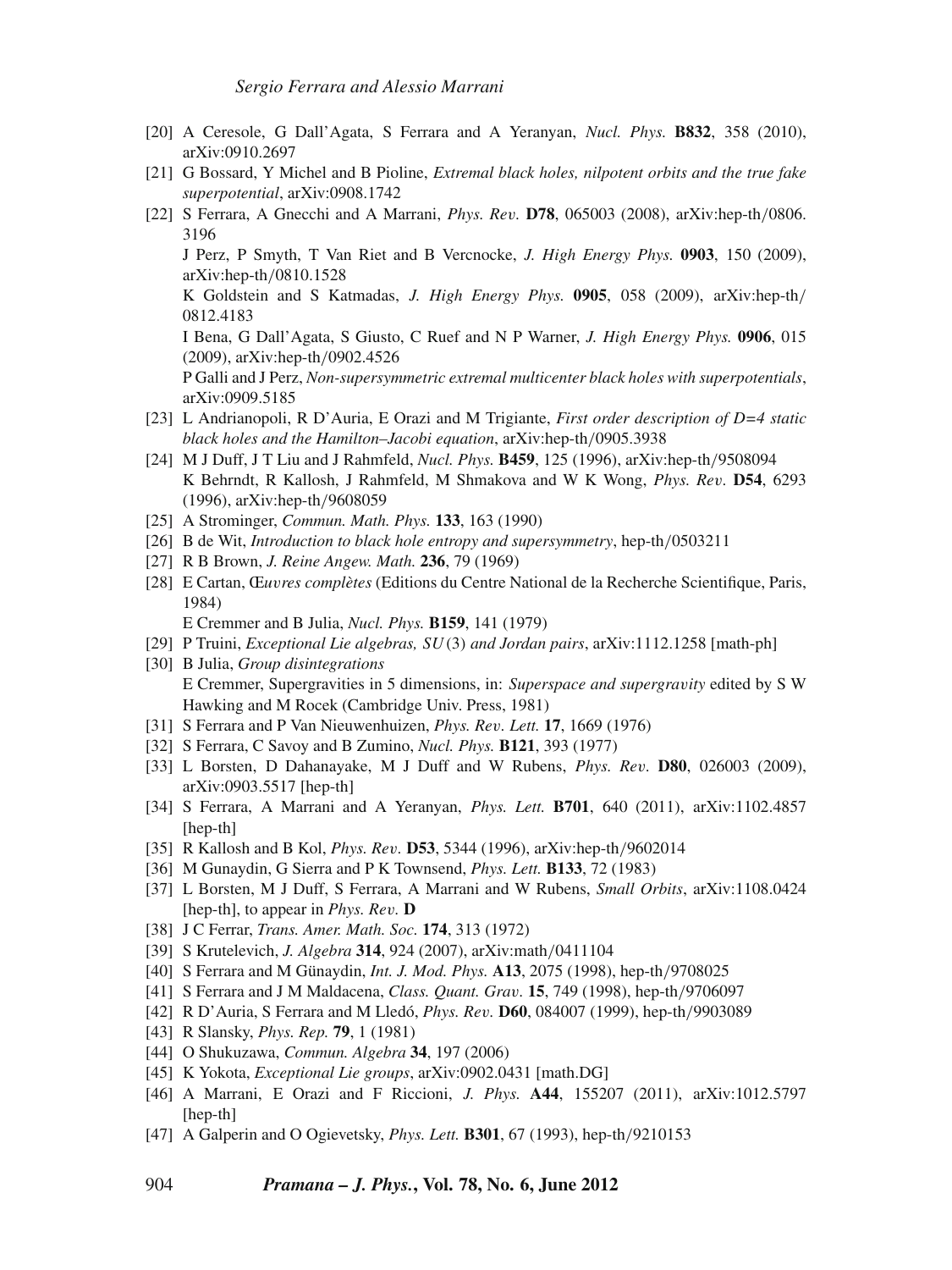[20] A Ceresole, G Dall'Agata, S Ferrara and A Yeranyan, *Nucl. Phys.* **B832**, 358 (2010), arXiv:0910.2697

[21] G Bossard, Y Michel and B Pioline, *Extremal black holes, nilpotent orbits and the true fake superpotential*, arXiv:0908.1742

[22] S Ferrara, A Gnecchi and A Marrani, *Phys. Rev.* **D78**, 065003 (2008), arXiv:hep-th/0806.3196
J Perz, P Smyth, T Van Riet and B Vercnocke, *J. High Energy Phys.* **0903**, 150 (2009), arXiv:hep-th/0810.1528
K Goldstein and S Katmadas, *J. High Energy Phys.* **0905**, 058 (2009), arXiv:hep-th/0812.4183
I Bena, G Dall'Agata, S Giusto, C Ruef and N P Warner, *J. High Energy Phys.* **0906**, 015 (2009), arXiv:hep-th/0902.4526
P Galli and J Perz, *Non-supersymmetric extremal multicenter black holes with superpotentials*, arXiv:0909.5185

[23] L Andrianopoli, R D'Auria, E Orazi and M Trigiante, *First order description of D=4 static black holes and the Hamilton–Jacobi equation*, arXiv:hep-th/0905.3938

[24] M J Duff, J T Liu and J Rahmfeld, *Nucl. Phys.* **B459**, 125 (1996), arXiv:hep-th/9508094
K Behrndt, R Kallosh, J Rahmfeld, M Shmakova and W K Wong, *Phys. Rev.* **D54**, 6293 (1996), arXiv:hep-th/9608059

[25] A Strominger, *Commun. Math. Phys.* **133**, 163 (1990)

[26] B de Wit, *Introduction to black hole entropy and supersymmetry*, hep-th/0503211

[27] R B Brown, *J. Reine Angew. Math.* **236**, 79 (1969)

[28] E Cartan, *Œuvres complètes* (Editions du Centre National de la Recherche Scientifique, Paris, 1984)
E Cremmer and B Julia, *Nucl. Phys.* **B159**, 141 (1979)

[29] P Truini, *Exceptional Lie algebras, SU(3) and Jordan pairs*, arXiv:1112.1258 [math-ph]

[30] B Julia, *Group disintegrations*
E Cremmer, Supergravities in 5 dimensions, in: *Superspace and supergravity* edited by S W Hawking and M Rocek (Cambridge Univ. Press, 1981)

[31] S Ferrara and P Van Nieuwenhuizen, *Phys. Rev. Lett.* **17**, 1669 (1976)

[32] S Ferrara, C Savoy and B Zumino, *Nucl. Phys.* **B121**, 393 (1977)

[33] L Borsten, D Dahanayake, M J Duff and W Rubens, *Phys. Rev.* **D80**, 026003 (2009), arXiv:0903.5517 [hep-th]

[34] S Ferrara, A Marrani and A Yeranyan, *Phys. Lett.* **B701**, 640 (2011), arXiv:1102.4857 [hep-th]

[35] R Kallosh and B Kol, *Phys. Rev.* **D53**, 5344 (1996), arXiv:hep-th/9602014

[36] M Gunaydin, G Sierra and P K Townsend, *Phys. Lett.* **B133**, 72 (1983)

[37] L Borsten, M J Duff, S Ferrara, A Marrani and W Rubens, *Small Orbits*, arXiv:1108.0424 [hep-th], to appear in *Phys. Rev.* **D**

[38] J C Ferrar, *Trans. Amer. Math. Soc.* **174**, 313 (1972)

[39] S Krutelevich, *J. Algebra* **314**, 924 (2007), arXiv:math/0411104

[40] S Ferrara and M Günaydin, *Int. J. Mod. Phys.* **A13**, 2075 (1998), hep-th/9708025

[41] S Ferrara and J M Maldacena, *Class. Quant. Grav.* **15**, 749 (1998), hep-th/9706097

[42] R D'Auria, S Ferrara and M Lledó, *Phys. Rev.* **D60**, 084007 (1999), hep-th/9903089

[43] R Slansky, *Phys. Rep.* **79**, 1 (1981)

[44] O Shukuzawa, *Commun. Algebra* **34**, 197 (2006)

[45] K Yokota, *Exceptional Lie groups*, arXiv:0902.0431 [math.DG]

[46] A Marrani, E Orazi and F Riccioni, *J. Phys.* **A44**, 155207 (2011), arXiv:1012.5797 [hep-th]

[47] A Galperin and O Ogievetsky, *Phys. Lett.* **B301**, 67 (1993), hep-th/9210153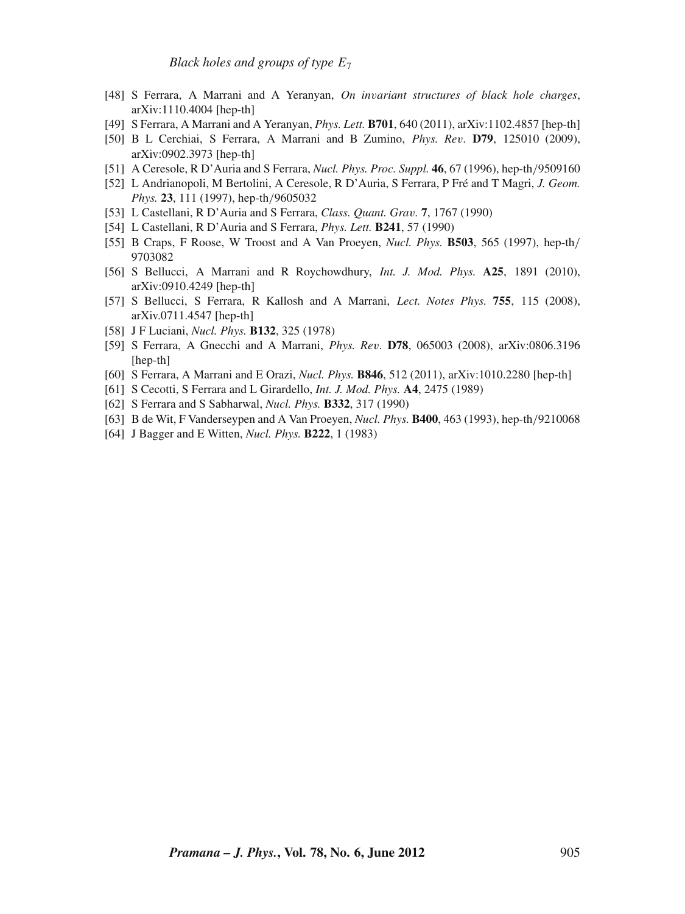[48] S Ferrara, A Marrani and A Yeranyan, *On invariant structures of black hole charges*, arXiv:1110.4004 [hep-th]

[49] S Ferrara, A Marrani and A Yeranyan, *Phys. Lett.* **B701**, 640 (2011), arXiv:1102.4857 [hep-th]

[50] B L Cerchiai, S Ferrara, A Marrani and B Zumino, *Phys. Rev.* **D79**, 125010 (2009), arXiv:0902.3973 [hep-th]

[51] A Ceresole, R D'Auria and S Ferrara, *Nucl. Phys. Proc. Suppl.* **46**, 67 (1996), hep-th/9509160

[52] L Andrianopoli, M Bertolini, A Ceresole, R D'Auria, S Ferrara, P Fré and T Magri, *J. Geom. Phys.* **23**, 111 (1997), hep-th/9605032

[53] L Castellani, R D'Auria and S Ferrara, *Class. Quant. Grav.* **7**, 1767 (1990)

[54] L Castellani, R D'Auria and S Ferrara, *Phys. Lett.* **B241**, 57 (1990)

[55] B Craps, F Roose, W Troost and A Van Proeyen, *Nucl. Phys.* **B503**, 565 (1997), hep-th/9703082

[56] S Bellucci, A Marrani and R Roychowdhury, *Int. J. Mod. Phys.* **A25**, 1891 (2010), arXiv:0910.4249 [hep-th]

[57] S Bellucci, S Ferrara, R Kallosh and A Marrani, *Lect. Notes Phys.* **755**, 115 (2008), arXiv.0711.4547 [hep-th]

[58] J F Luciani, *Nucl. Phys.* **B132**, 325 (1978)

[59] S Ferrara, A Gnecchi and A Marrani, *Phys. Rev.* **D78**, 065003 (2008), arXiv:0806.3196 [hep-th]

[60] S Ferrara, A Marrani and E Orazi, *Nucl. Phys.* **B846**, 512 (2011), arXiv:1010.2280 [hep-th]

[61] S Cecotti, S Ferrara and L Girardello, *Int. J. Mod. Phys.* **A4**, 2475 (1989)

[62] S Ferrara and S Sabharwal, *Nucl. Phys.* **B332**, 317 (1990)

[63] B de Wit, F Vanderseypen and A Van Proeyen, *Nucl. Phys.* **B400**, 463 (1993), hep-th/9210068

[64] J Bagger and E Witten, *Nucl. Phys.* **B222**, 1 (1983)